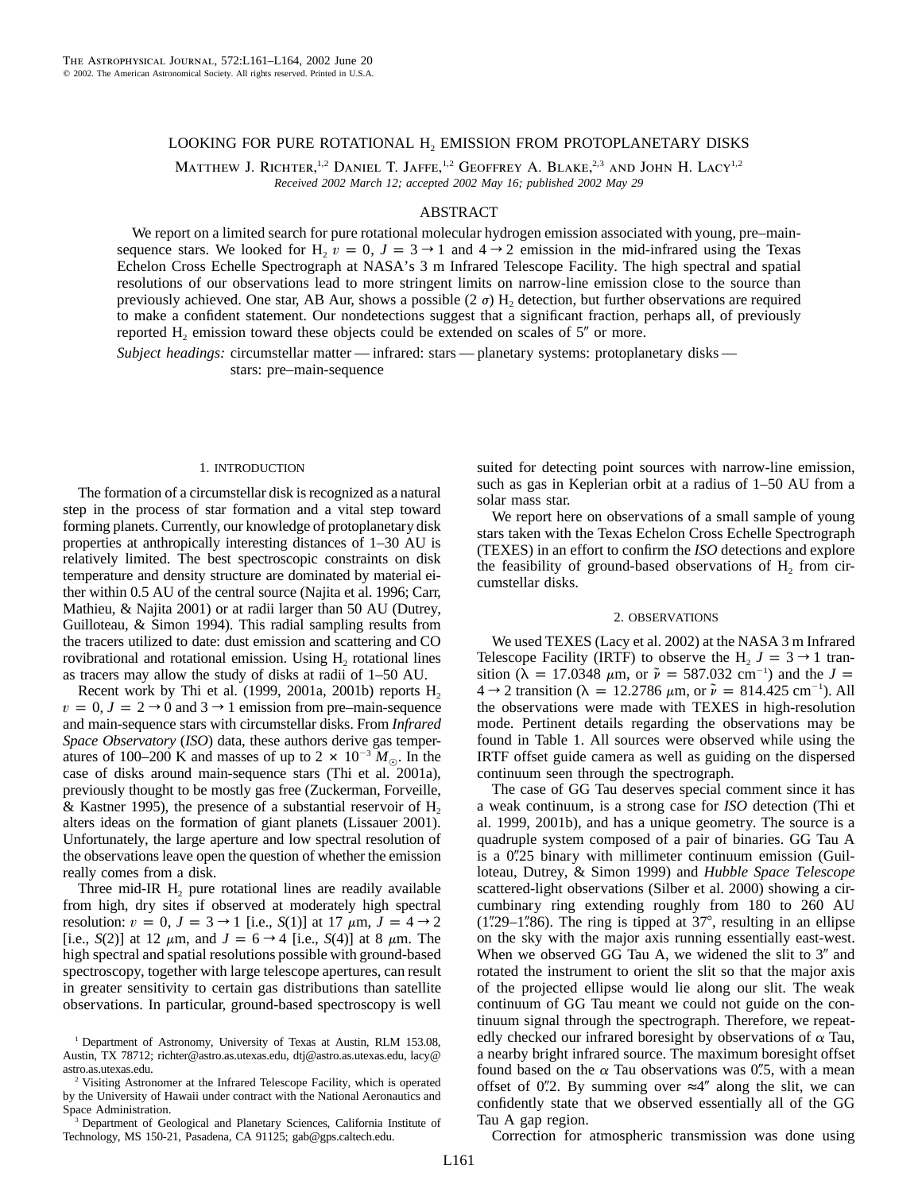# LOOKING FOR PURE ROTATIONAL $H_2$ EMISSION FROM PROTOPLANETARY DISKS

Matthew J. Richter,[1,2] Daniel T. Jaffe,[1,2] Geoffrey A. Blake,[2,3] and John H. Lacy[1,2]

*Received 2002 March 12; accepted 2002 May 16; published 2002 May 29*

## ABSTRACT

We report on a limited search for pure rotational molecular hydrogen emission associated with young, pre–main-sequence stars. We looked for $H_2$ $v = 0$, $J = 3 \rightarrow 1$ and $4 \rightarrow 2$ emission in the mid-infrared using the Texas Echelon Cross Echelle Spectrograph at NASA's 3 m Infrared Telescope Facility. The high spectral and spatial resolutions of our observations lead to more stringent limits on narrow-line emission close to the source than previously achieved. One star, AB Aur, shows a possible ($2\sigma$) $H_2$ detection, but further observations are required to make a confident statement. Our nondetections suggest that a significant fraction, perhaps all, of previously reported $H_2$ emission toward these objects could be extended on scales of 5″ or more.

*Subject headings:* circumstellar matter — infrared: stars — planetary systems: protoplanetary disks — stars: pre–main-sequence

## 1. INTRODUCTION

The formation of a circumstellar disk is recognized as a natural step in the process of star formation and a vital step toward forming planets. Currently, our knowledge of protoplanetary disk properties at anthropically interesting distances of 1–30 AU is relatively limited. The best spectroscopic constraints on disk temperature and density structure are dominated by material either within 0.5 AU of the central source (Najita et al. 1996; Carr, Mathieu, & Najita 2001) or at radii larger than 50 AU (Dutrey, Guilloteau, & Simon 1994). This radial sampling results from the tracers utilized to date: dust emission and scattering and CO rovibrational and rotational emission. Using $H_2$ rotational lines as tracers may allow the study of disks at radii of 1–50 AU.

Recent work by Thi et al. (1999, 2001a, 2001b) reports $H_2$ $v = 0$, $J = 2 \rightarrow 0$ and $3 \rightarrow 1$ emission from pre–main-sequence and main-sequence stars with circumstellar disks. From *Infrared Space Observatory* (*ISO*) data, these authors derive gas temperatures of 100–200 K and masses of up to $2 \times 10^{-3}\ M_{\odot}$. In the case of disks around main-sequence stars (Thi et al. 2001a), previously thought to be mostly gas free (Zuckerman, Forveille, & Kastner 1995), the presence of a substantial reservoir of $H_2$ alters ideas on the formation of giant planets (Lissauer 2001). Unfortunately, the large aperture and low spectral resolution of the observations leave open the question of whether the emission really comes from a disk.

Three mid-IR $H_2$ pure rotational lines are readily available from high, dry sites if observed at moderately high spectral resolution: $v = 0$, $J = 3 \rightarrow 1$ [i.e., $S(1)$] at 17 $\mu$m, $J = 4 \rightarrow 2$ [i.e., $S(2)$] at 12 $\mu$m, and $J = 6 \rightarrow 4$ [i.e., $S(4)$] at 8 $\mu$m. The high spectral and spatial resolutions possible with ground-based spectroscopy, together with large telescope apertures, can result in greater sensitivity to certain gas distributions than satellite observations. In particular, ground-based spectroscopy is well suited for detecting point sources with narrow-line emission, such as gas in Keplerian orbit at a radius of 1–50 AU from a solar mass star.

We report here on observations of a small sample of young stars taken with the Texas Echelon Cross Echelle Spectrograph (TEXES) in an effort to confirm the *ISO* detections and explore the feasibility of ground-based observations of $H_2$ from circumstellar disks.

## 2. OBSERVATIONS

We used TEXES (Lacy et al. 2002) at the NASA 3 m Infrared Telescope Facility (IRTF) to observe the $H_2$ $J = 3 \rightarrow 1$ transition ($\lambda = 17.0348\ \mu$m, or $\tilde{\nu} = 587.032$ cm$^{-1}$) and the $J = 4 \rightarrow 2$ transition ($\lambda = 12.2786\ \mu$m, or $\tilde{\nu} = 814.425$ cm$^{-1}$). All the observations were made with TEXES in high-resolution mode. Pertinent details regarding the observations may be found in Table 1. All sources were observed while using the IRTF offset guide camera as well as guiding on the dispersed continuum seen through the spectrograph.

The case of GG Tau deserves special comment since it has a weak continuum, is a strong case for *ISO* detection (Thi et al. 1999, 2001b), and has a unique geometry. The source is a quadruple system composed of a pair of binaries. GG Tau A is a 0″.25 binary with millimeter continuum emission (Guilloteau, Dutrey, & Simon 1999) and *Hubble Space Telescope* scattered-light observations (Silber et al. 2000) showing a circumbinary ring extending roughly from 180 to 260 AU (1″.29–1″.86). The ring is tipped at 37°, resulting in an ellipse on the sky with the major axis running essentially east-west. When we observed GG Tau A, we widened the slit to 3″ and rotated the instrument to orient the slit so that the major axis of the projected ellipse would lie along our slit. The weak continuum of GG Tau meant we could not guide on the continuum signal through the spectrograph. Therefore, we repeatedly checked our infrared boresight by observations of $\alpha$ Tau, a nearby bright infrared source. The maximum boresight offset found based on the $\alpha$ Tau observations was 0″.5, with a mean offset of 0″.2. By summing over ≈4″ along the slit, we can confidently state that we observed essentially all of the GG Tau A gap region.

Correction for atmospheric transmission was done using

---

[1] Department of Astronomy, University of Texas at Austin, RLM 153.08, Austin, TX 78712; richter@astro.as.utexas.edu, dtj@astro.as.utexas.edu, lacy@astro.as.utexas.edu.

[2] Visiting Astronomer at the Infrared Telescope Facility, which is operated by the University of Hawaii under contract with the National Aeronautics and Space Administration.

[3] Department of Geological and Planetary Sciences, California Institute of Technology, MS 150-21, Pasadena, CA 91125; gab@gps.caltech.edu.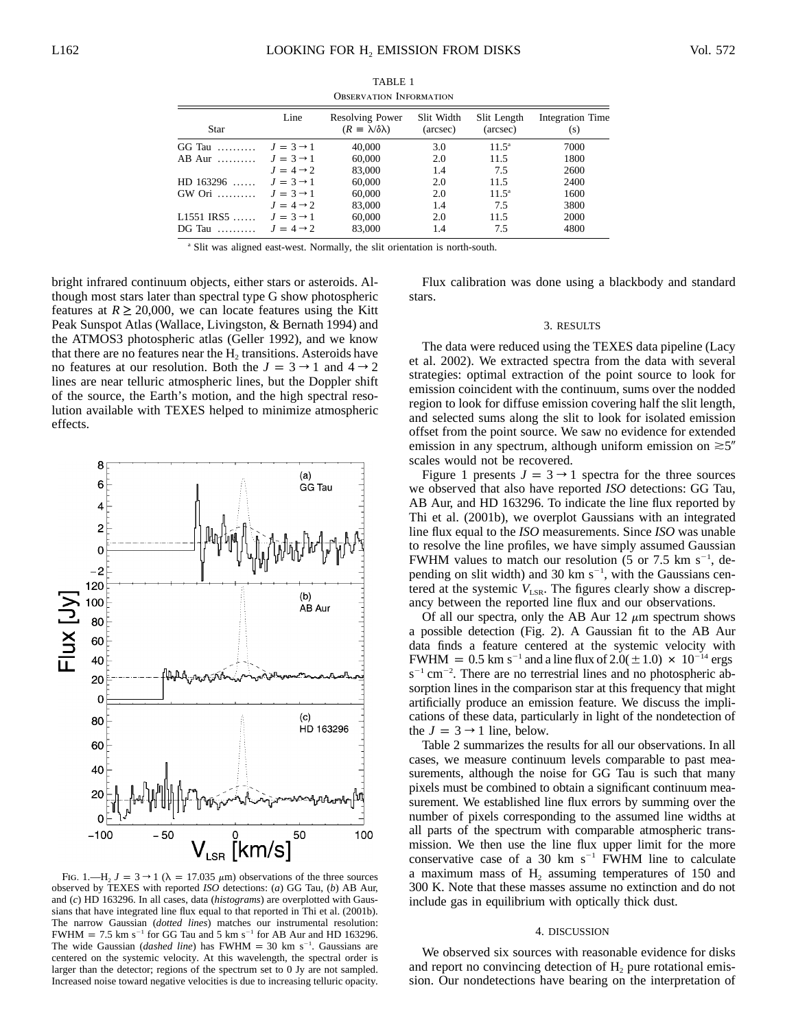TABLE 1
Observation Information

| Star | Line | Resolving Power ($R \equiv \lambda/\delta\lambda$) | Slit Width (arcsec) | Slit Length (arcsec) | Integration Time (s) |
|---|---|---|---|---|---|
| GG Tau .......... | $J = 3 \rightarrow 1$ | 40,000 | 3.0 | 11.5[a] | 7000 |
| AB Aur .......... | $J = 3 \rightarrow 1$ | 60,000 | 2.0 | 11.5 | 1800 |
| | $J = 4 \rightarrow 2$ | 83,000 | 1.4 | 7.5 | 2600 |
| HD 163296 ...... | $J = 3 \rightarrow 1$ | 60,000 | 2.0 | 11.5 | 2400 |
| GW Ori .......... | $J = 3 \rightarrow 1$ | 60,000 | 2.0 | 11.5[a] | 1600 |
| | $J = 4 \rightarrow 2$ | 83,000 | 1.4 | 7.5 | 3800 |
| L1551 IRS5 ...... | $J = 3 \rightarrow 1$ | 60,000 | 2.0 | 11.5 | 2000 |
| DG Tau .......... | $J = 4 \rightarrow 2$ | 83,000 | 1.4 | 7.5 | 4800 |

[a] Slit was aligned east-west. Normally, the slit orientation is north-south.

bright infrared continuum objects, either stars or asteroids. Although most stars later than spectral type G show photospheric features at $R \geq 20{,}000$, we can locate features using the Kitt Peak Sunspot Atlas (Wallace, Livingston, & Bernath 1994) and the ATMOS3 photospheric atlas (Geller 1992), and we know that there are no features near the $H_2$ transitions. Asteroids have no features at our resolution. Both the $J = 3 \rightarrow 1$ and $4 \rightarrow 2$ lines are near telluric atmospheric lines, but the Doppler shift of the source, the Earth's motion, and the high spectral resolution available with TEXES helped to minimize atmospheric effects.

Fig. 1.—$H_2$ $J = 3 \rightarrow 1$ ($\lambda = 17.035$ $\mu$m) observations of the three sources observed by TEXES with reported *ISO* detections: (*a*) GG Tau, (*b*) AB Aur, and (*c*) HD 163296. In all cases, data (*histograms*) are overplotted with Gaussians that have integrated line flux equal to that reported in Thi et al. (2001b). The narrow Gaussian (*dotted lines*) matches our instrumental resolution: FWHM = 7.5 km s$^{-1}$ for GG Tau and 5 km s$^{-1}$ for AB Aur and HD 163296. The wide Gaussian (*dashed line*) has FWHM = 30 km s$^{-1}$. Gaussians are centered on the systemic velocity. At this wavelength, the spectral order is larger than the detector; regions of the spectrum set to 0 Jy are not sampled. Increased noise toward negative velocities is due to increasing telluric opacity.

Flux calibration was done using a blackbody and standard stars.

## 3. RESULTS

The data were reduced using the TEXES data pipeline (Lacy et al. 2002). We extracted spectra from the data with several strategies: optimal extraction of the point source to look for emission coincident with the continuum, sums over the nodded region to look for diffuse emission covering half the slit length, and selected sums along the slit to look for isolated emission offset from the point source. We saw no evidence for extended emission in any spectrum, although uniform emission on $\gtrsim 5''$ scales would not be recovered.

Figure 1 presents $J = 3 \rightarrow 1$ spectra for the three sources we observed that also have reported *ISO* detections: GG Tau, AB Aur, and HD 163296. To indicate the line flux reported by Thi et al. (2001b), we overplot Gaussians with an integrated line flux equal to the *ISO* measurements. Since *ISO* was unable to resolve the line profiles, we have simply assumed Gaussian FWHM values to match our resolution (5 or 7.5 km s$^{-1}$, depending on slit width) and 30 km s$^{-1}$, with the Gaussians centered at the systemic $V_{LSR}$. The figures clearly show a discrepancy between the reported line flux and our observations.

Of all our spectra, only the AB Aur 12 $\mu$m spectrum shows a possible detection (Fig. 2). A Gaussian fit to the AB Aur data finds a feature centered at the systemic velocity with FWHM = 0.5 km s$^{-1}$ and a line flux of $2.0(\pm 1.0) \times 10^{-14}$ ergs s$^{-1}$ cm$^{-2}$. There are no terrestrial lines and no photospheric absorption lines in the comparison star at this frequency that might artificially produce an emission feature. We discuss the implications of these data, particularly in light of the nondetection of the $J = 3 \rightarrow 1$ line, below.

Table 2 summarizes the results for all our observations. In all cases, we measure continuum levels comparable to past measurements, although the noise for GG Tau is such that many pixels must be combined to obtain a significant continuum measurement. We established line flux errors by summing over the number of pixels corresponding to the assumed line widths at all parts of the spectrum with comparable atmospheric transmission. We then use the line flux upper limit for the more conservative case of a 30 km s$^{-1}$ FWHM line to calculate a maximum mass of $H_2$ assuming temperatures of 150 and 300 K. Note that these masses assume no extinction and do not include gas in equilibrium with optically thick dust.

## 4. DISCUSSION

We observed six sources with reasonable evidence for disks and report no convincing detection of $H_2$ pure rotational emission. Our nondetections have bearing on the interpretation of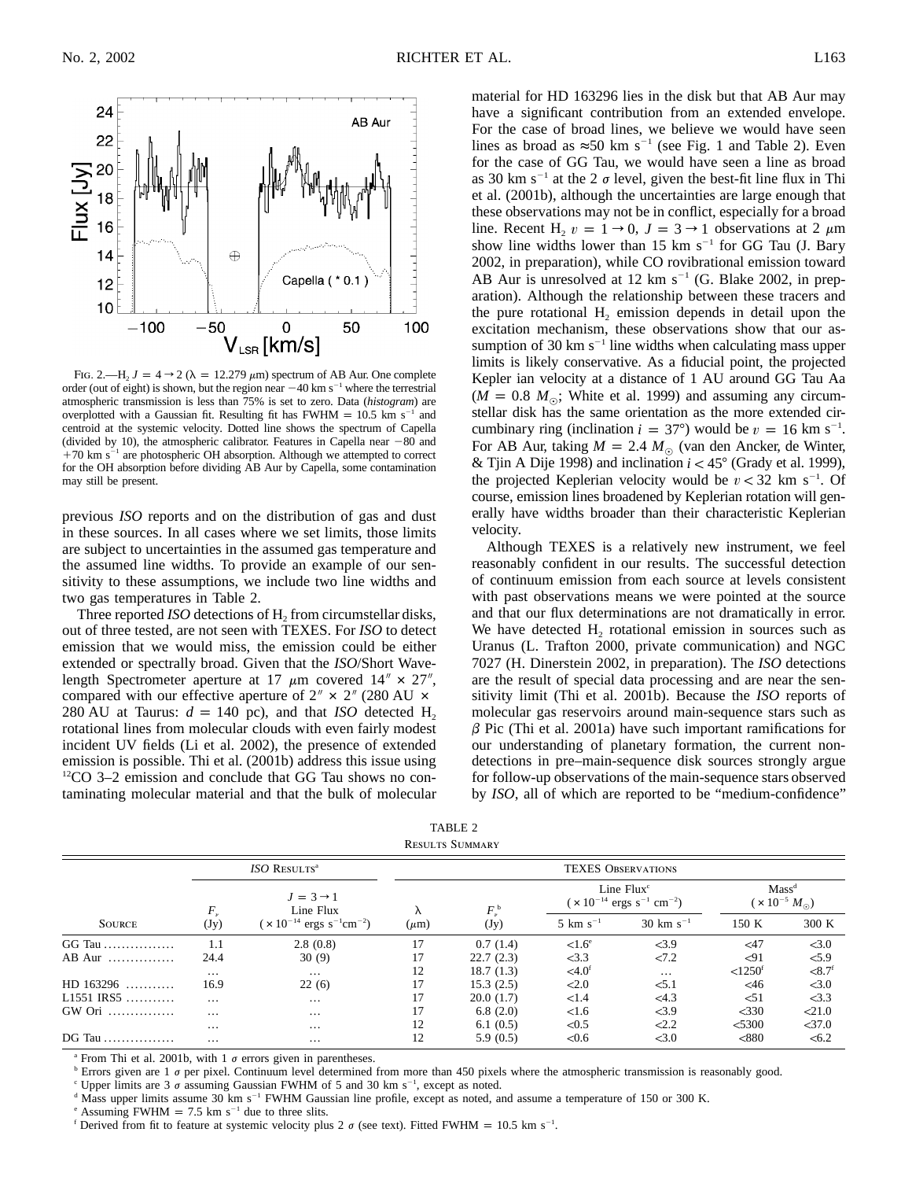FIG. 2.—$H_2$ $J = 4 \rightarrow 2$ ($\lambda = 12.279$ $\mu$m) spectrum of AB Aur. One complete order (out of eight) is shown, but the region near $-40$ km s$^{-1}$ where the terrestrial atmospheric transmission is less than 75% is set to zero. Data (*histogram*) are overplotted with a Gaussian fit. Resulting fit has FWHM = 10.5 km s$^{-1}$ and centroid at the systemic velocity. Dotted line shows the spectrum of Capella (divided by 10), the atmospheric calibrator. Features in Capella near $-80$ and $+70$ km s$^{-1}$ are photospheric OH absorption. Although we attempted to correct for the OH absorption before dividing AB Aur by Capella, some contamination may still be present.

previous *ISO* reports and on the distribution of gas and dust in these sources. In all cases where we set limits, those limits are subject to uncertainties in the assumed gas temperature and the assumed line widths. To provide an example of our sensitivity to these assumptions, we include two line widths and two gas temperatures in Table 2.

Three reported *ISO* detections of $H_2$ from circumstellar disks, out of three tested, are not seen with TEXES. For *ISO* to detect emission that we would miss, the emission could be either extended or spectrally broad. Given that the *ISO*/Short Wavelength Spectrometer aperture at 17 $\mu$m covered $14'' \times 27''$, compared with our effective aperture of $2'' \times 2''$ (280 AU $\times$ 280 AU at Taurus: $d = 140$ pc), and that *ISO* detected $H_2$ rotational lines from molecular clouds with even fairly modest incident UV fields (Li et al. 2002), the presence of extended emission is possible. Thi et al. (2001b) address this issue using $^{12}$CO 3–2 emission and conclude that GG Tau shows no contaminating molecular material and that the bulk of molecular material for HD 163296 lies in the disk but that AB Aur may have a significant contribution from an extended envelope. For the case of broad lines, we believe we would have seen lines as broad as $\approx$50 km s$^{-1}$ (see Fig. 1 and Table 2). Even for the case of GG Tau, we would have seen a line as broad as 30 km s$^{-1}$ at the 2 $\sigma$ level, given the best-fit line flux in Thi et al. (2001b), although the uncertainties are large enough that these observations may not be in conflict, especially for a broad line. Recent $H_2$ $v = 1 \rightarrow 0$, $J = 3 \rightarrow 1$ observations at 2 $\mu$m show line widths lower than 15 km s$^{-1}$ for GG Tau (J. Bary 2002, in preparation), while CO rovibrational emission toward AB Aur is unresolved at 12 km s$^{-1}$ (G. Blake 2002, in preparation). Although the relationship between these tracers and the pure rotational $H_2$ emission depends in detail upon the excitation mechanism, these observations show that our assumption of 30 km s$^{-1}$ line widths when calculating mass upper limits is likely conservative. As a fiducial point, the projected Kepler ian velocity at a distance of 1 AU around GG Tau Aa ($M = 0.8$ $M_\odot$; White et al. 1999) and assuming any circumstellar disk has the same orientation as the more extended circumbinary ring (inclination $i = 37°$) would be $v = 16$ km s$^{-1}$. For AB Aur, taking $M = 2.4$ $M_\odot$ (van den Ancker, de Winter, & Tjin A Dije 1998) and inclination $i < 45°$ (Grady et al. 1999), the projected Keplerian velocity would be $v < 32$ km s$^{-1}$. Of course, emission lines broadened by Keplerian rotation will generally have widths broader than their characteristic Keplerian velocity.

Although TEXES is a relatively new instrument, we feel reasonably confident in our results. The successful detection of continuum emission from each source at levels consistent with past observations means we were pointed at the source and that our flux determinations are not dramatically in error. We have detected $H_2$ rotational emission in sources such as Uranus (L. Trafton 2000, private communication) and NGC 7027 (H. Dinerstein 2002, in preparation). The *ISO* detections are the result of special data processing and are near the sensitivity limit (Thi et al. 2001b). Because the *ISO* reports of molecular gas reservoirs around main-sequence stars such as $\beta$ Pic (Thi et al. 2001a) have such important ramifications for our understanding of planetary formation, the current nondetections in pre–main-sequence disk sources strongly argue for follow-up observations of the main-sequence stars observed by *ISO*, all of which are reported to be "medium-confidence"

TABLE 2
RESULTS SUMMARY

| Source | *ISO* Results[a] | | TEXES Observations | | | | | |
|---|---|---|---|---|---|---|---|---|
| | $F_\nu$ (Jy) | $J = 3 \rightarrow 1$ Line Flux ($\times 10^{-14}$ ergs s$^{-1}$cm$^{-2}$) | $\lambda$ ($\mu$m) | $F_\nu$[b] (Jy) | Line Flux[c] ($\times 10^{-14}$ ergs s$^{-1}$ cm$^{-2}$) 5 km s$^{-1}$ | Line Flux[c] 30 km s$^{-1}$ | Mass[d] ($\times 10^{-5}$ $M_\odot$) 150 K | Mass[d] 300 K |
| GG Tau | 1.1 | 2.8 (0.8) | 17 | 0.7 (1.4) | <1.6[e] | <3.9 | <47 | <3.0 |
| AB Aur | 24.4 | 30 (9) | 17 | 22.7 (2.3) | <3.3 | <7.2 | <91 | <5.9 |
| | ... | ... | 12 | 18.7 (1.3) | <4.0[f] | ... | <1250[f] | <8.7[f] |
| HD 163296 | 16.9 | 22 (6) | 17 | 15.3 (2.5) | <2.0 | <5.1 | <46 | <3.0 |
| L1551 IRS5 | ... | ... | 17 | 20.0 (1.7) | <1.4 | <4.3 | <51 | <3.3 |
| GW Ori | ... | ... | 17 | 6.8 (2.0) | <1.6 | <3.9 | <330 | <21.0 |
| | ... | ... | 12 | 6.1 (0.5) | <0.5 | <2.2 | <5300 | <37.0 |
| DG Tau | ... | ... | 12 | 5.9 (0.5) | <0.6 | <3.0 | <880 | <6.2 |

[a] From Thi et al. 2001b, with 1 $\sigma$ errors given in parentheses.
[b] Errors given are 1 $\sigma$ per pixel. Continuum level determined from more than 450 pixels where the atmospheric transmission is reasonably good.
[c] Upper limits are 3 $\sigma$ assuming Gaussian FWHM of 5 and 30 km s$^{-1}$, except as noted.
[d] Mass upper limits assume 30 km s$^{-1}$ FWHM Gaussian line profile, except as noted, and assume a temperature of 150 or 300 K.
[e] Assuming FWHM = 7.5 km s$^{-1}$ due to three slits.
[f] Derived from fit to feature at systemic velocity plus 2 $\sigma$ (see text). Fitted FWHM = 10.5 km s$^{-1}$.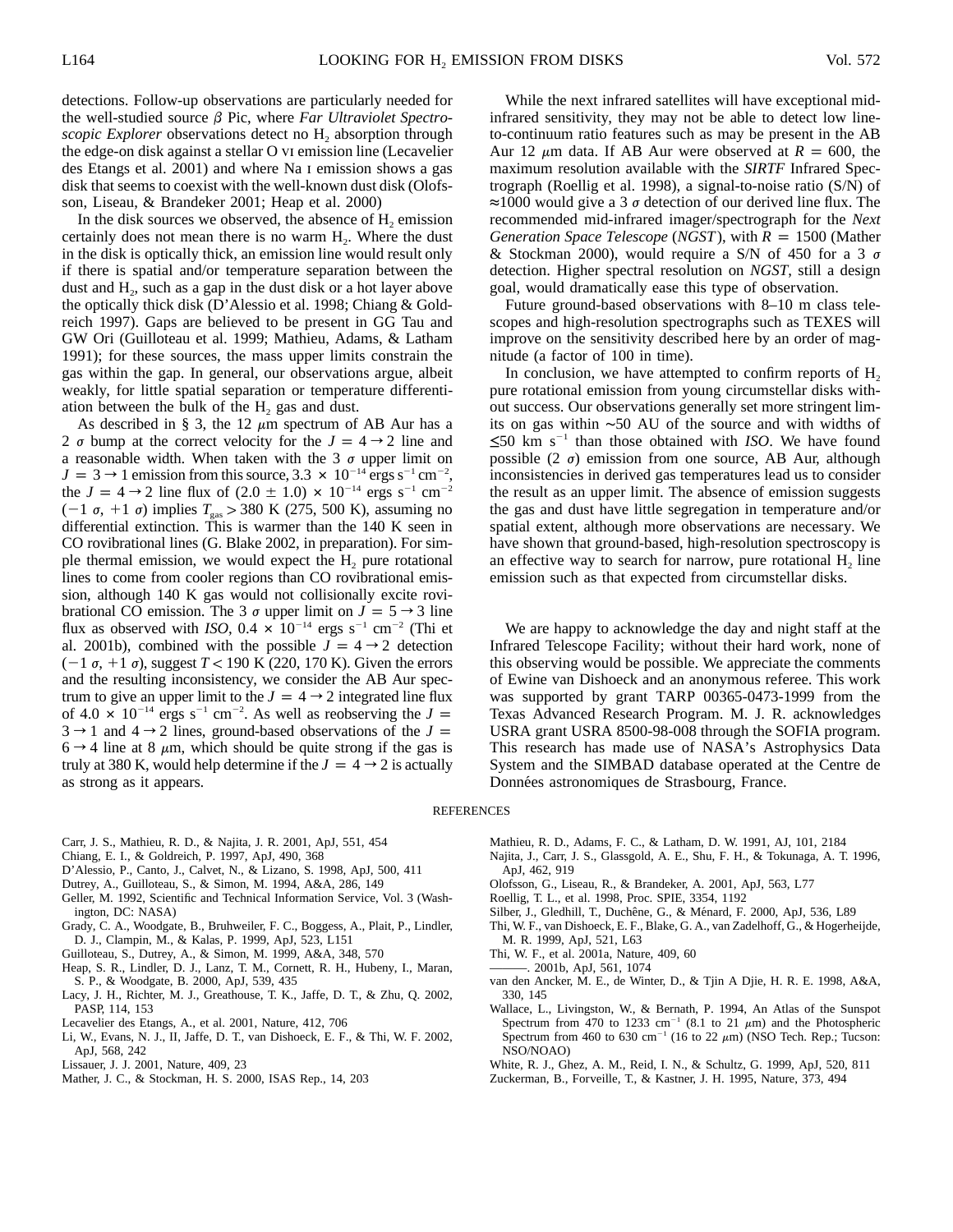detections. Follow-up observations are particularly needed for the well-studied source $\beta$ Pic, where *Far Ultraviolet Spectroscopic Explorer* observations detect no $H_2$ absorption through the edge-on disk against a stellar O VI emission line (Lecavelier des Etangs et al. 2001) and where Na I emission shows a gas disk that seems to coexist with the well-known dust disk (Olofsson, Liseau, & Brandeker 2001; Heap et al. 2000)

In the disk sources we observed, the absence of $H_2$ emission certainly does not mean there is no warm $H_2$. Where the dust in the disk is optically thick, an emission line would result only if there is spatial and/or temperature separation between the dust and $H_2$, such as a gap in the dust disk or a hot layer above the optically thick disk (D'Alessio et al. 1998; Chiang & Goldreich 1997). Gaps are believed to be present in GG Tau and GW Ori (Guilloteau et al. 1999; Mathieu, Adams, & Latham 1991); for these sources, the mass upper limits constrain the gas within the gap. In general, our observations argue, albeit weakly, for little spatial separation or temperature differentiation between the bulk of the $H_2$ gas and dust.

As described in § 3, the 12 $\mu$m spectrum of AB Aur has a 2 $\sigma$ bump at the correct velocity for the $J = 4 \rightarrow 2$ line and a reasonable width. When taken with the 3 $\sigma$ upper limit on $J = 3 \rightarrow 1$ emission from this source, $3.3 \times 10^{-14}$ ergs s$^{-1}$ cm$^{-2}$, the $J = 4 \rightarrow 2$ line flux of $(2.0 \pm 1.0) \times 10^{-14}$ ergs s$^{-1}$ cm$^{-2}$ ($-1$ $\sigma$, $+1$ $\sigma$) implies $T_{\rm gas} > 380$ K (275, 500 K), assuming no differential extinction. This is warmer than the 140 K seen in CO rovibrational lines (G. Blake 2002, in preparation). For simple thermal emission, we would expect the $H_2$ pure rotational lines to come from cooler regions than CO rovibrational emission, although 140 K gas would not collisionally excite rovibrational CO emission. The 3 $\sigma$ upper limit on $J = 5 \rightarrow 3$ line flux as observed with *ISO*, $0.4 \times 10^{-14}$ ergs s$^{-1}$ cm$^{-2}$ (Thi et al. 2001b), combined with the possible $J = 4 \rightarrow 2$ detection ($-1$ $\sigma$, $+1$ $\sigma$), suggest $T < 190$ K (220, 170 K). Given the errors and the resulting inconsistency, we consider the AB Aur spectrum to give an upper limit to the $J = 4 \rightarrow 2$ integrated line flux of $4.0 \times 10^{-14}$ ergs s$^{-1}$ cm$^{-2}$. As well as reobserving the $J = 3 \rightarrow 1$ and $4 \rightarrow 2$ lines, ground-based observations of the $J = 6 \rightarrow 4$ line at 8 $\mu$m, which should be quite strong if the gas is truly at 380 K, would help determine if the $J = 4 \rightarrow 2$ is actually as strong as it appears.

While the next infrared satellites will have exceptional mid-infrared sensitivity, they may not be able to detect low line-to-continuum ratio features such as may be present in the AB Aur 12 $\mu$m data. If AB Aur were observed at $R = 600$, the maximum resolution available with the *SIRTF* Infrared Spectrograph (Roellig et al. 1998), a signal-to-noise ratio (S/N) of $\approx$1000 would give a 3 $\sigma$ detection of our derived line flux. The recommended mid-infrared imager/spectrograph for the *Next Generation Space Telescope* (*NGST*), with $R = 1500$ (Mather & Stockman 2000), would require a S/N of 450 for a 3 $\sigma$ detection. Higher spectral resolution on *NGST*, still a design goal, would dramatically ease this type of observation.

Future ground-based observations with 8–10 m class telescopes and high-resolution spectrographs such as TEXES will improve on the sensitivity described here by an order of magnitude (a factor of 100 in time).

In conclusion, we have attempted to confirm reports of $H_2$ pure rotational emission from young circumstellar disks without success. Our observations generally set more stringent limits on gas within $\sim$50 AU of the source and with widths of $\lesssim$50 km s$^{-1}$ than those obtained with *ISO*. We have found possible (2 $\sigma$) emission from one source, AB Aur, although inconsistencies in derived gas temperatures lead us to consider the result as an upper limit. The absence of emission suggests the gas and dust have little segregation in temperature and/or spatial extent, although more observations are necessary. We have shown that ground-based, high-resolution spectroscopy is an effective way to search for narrow, pure rotational $H_2$ line emission such as that expected from circumstellar disks.

We are happy to acknowledge the day and night staff at the Infrared Telescope Facility; without their hard work, none of this observing would be possible. We appreciate the comments of Ewine van Dishoeck and an anonymous referee. This work was supported by grant TARP 00365-0473-1999 from the Texas Advanced Research Program. M. J. R. acknowledges USRA grant USRA 8500-98-008 through the SOFIA program. This research has made use of NASA's Astrophysics Data System and the SIMBAD database operated at the Centre de Données astronomiques de Strasbourg, France.

## REFERENCES

Carr, J. S., Mathieu, R. D., & Najita, J. R. 2001, ApJ, 551, 454
Chiang, E. I., & Goldreich, P. 1997, ApJ, 490, 368
D'Alessio, P., Canto, J., Calvet, N., & Lizano, S. 1998, ApJ, 500, 411
Dutrey, A., Guilloteau, S., & Simon, M. 1994, A&A, 286, 149
Geller, M. 1992, Scientific and Technical Information Service, Vol. 3 (Washington, DC: NASA)
Grady, C. A., Woodgate, B., Bruhweiler, F. C., Boggess, A., Plait, P., Lindler, D. J., Clampin, M., & Kalas, P. 1999, ApJ, 523, L151
Guilloteau, S., Dutrey, A., & Simon, M. 1999, A&A, 348, 570
Heap, S. R., Lindler, D. J., Lanz, T. M., Cornett, R. H., Hubeny, I., Maran, S. P., & Woodgate, B. 2000, ApJ, 539, 435
Lacy, J. H., Richter, M. J., Greathouse, T. K., Jaffe, D. T., & Zhu, Q. 2002, PASP, 114, 153
Lecavelier des Etangs, A., et al. 2001, Nature, 412, 706
Li, W., Evans, N. J., II, Jaffe, D. T., van Dishoeck, E. F., & Thi, W. F. 2002, ApJ, 568, 242
Lissauer, J. J. 2001, Nature, 409, 23
Mather, J. C., & Stockman, H. S. 2000, ISAS Rep., 14, 203
Mathieu, R. D., Adams, F. C., & Latham, D. W. 1991, AJ, 101, 2184
Najita, J., Carr, J. S., Glassgold, A. E., Shu, F. H., & Tokunaga, A. T. 1996, ApJ, 462, 919
Olofsson, G., Liseau, R., & Brandeker, A. 2001, ApJ, 563, L77
Roellig, T. L., et al. 1998, Proc. SPIE, 3354, 1192
Silber, J., Gledhill, T., Duchêne, G., & Ménard, F. 2000, ApJ, 536, L89
Thi, W. F., van Dishoeck, E. F., Blake, G. A., van Zadelhoff, G., & Hogerheijde, M. R. 1999, ApJ, 521, L63
Thi, W. F., et al. 2001a, Nature, 409, 60
———. 2001b, ApJ, 561, 1074
van den Ancker, M. E., de Winter, D., & Tjin A Djie, H. R. E. 1998, A&A, 330, 145
Wallace, L., Livingston, W., & Bernath, P. 1994, An Atlas of the Sunspot Spectrum from 470 to 1233 cm$^{-1}$ (8.1 to 21 $\mu$m) and the Photospheric Spectrum from 460 to 630 cm$^{-1}$ (16 to 22 $\mu$m) (NSO Tech. Rep.; Tucson: NSO/NOAO)
White, R. J., Ghez, A. M., Reid, I. N., & Schultz, G. 1999, ApJ, 520, 811
Zuckerman, B., Forveille, T., & Kastner, J. H. 1995, Nature, 373, 494